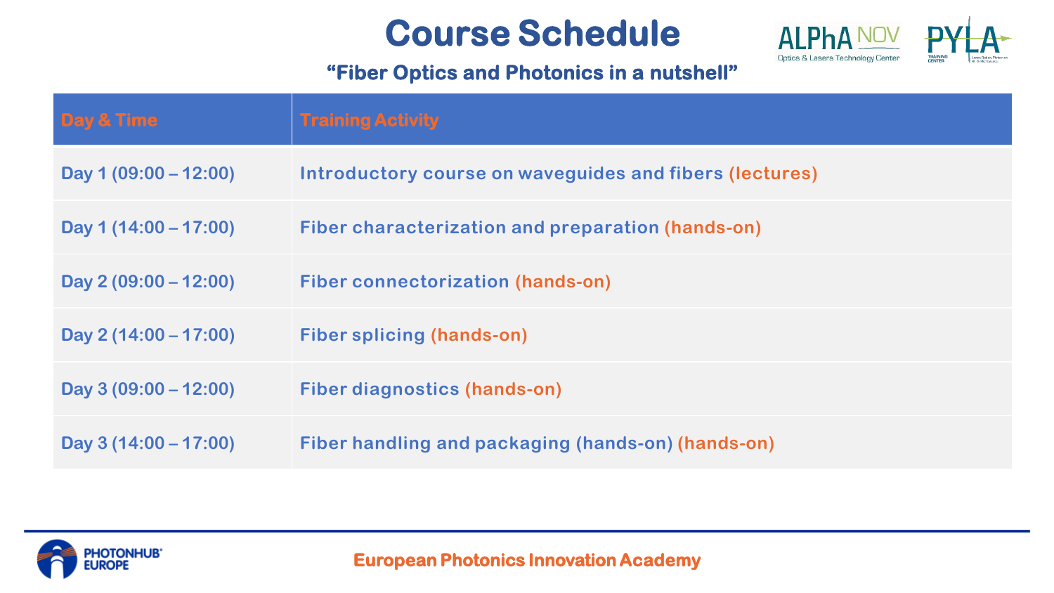# Course Schedule

## "Fiber Optics and Photonics in a nutshell"

| Day & Time | Training Activity |
|---|---|
| Day 1 (09:00 – 12:00) | Introductory course on waveguides and fibers (lectures) |
| Day 1 (14:00 – 17:00) | Fiber characterization and preparation (hands-on) |
| Day 2 (09:00 – 12:00) | Fiber connectorization (hands-on) |
| Day 2 (14:00 – 17:00) | Fiber splicing (hands-on) |
| Day 3 (09:00 – 12:00) | Fiber diagnostics (hands-on) |
| Day 3 (14:00 – 17:00) | Fiber handling and packaging (hands-on) (hands-on) |

European Photonics Innovation Academy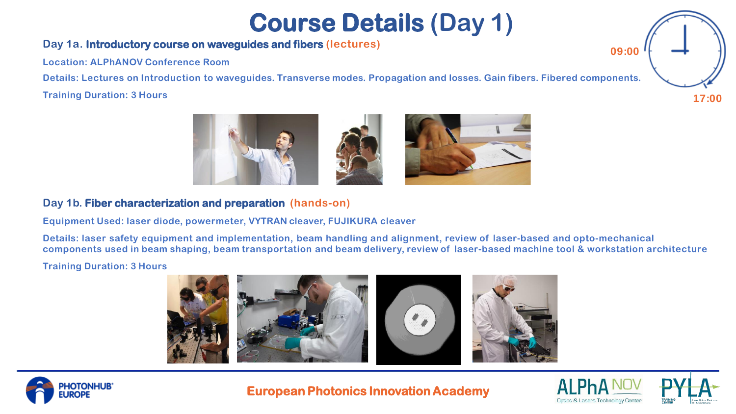# Course Details (Day 1)

09:00

17:00

## Day 1a. **Introductory course on waveguides and fibers** (lectures)

Location: ALPhANOV Conference Room

Details: Lectures on Introduction to waveguides. Transverse modes. Propagation and losses. Gain fibers. Fibered components.

Training Duration: 3 Hours

## Day 1b. **Fiber characterization and preparation** (hands-on)

Equipment Used: laser diode, powermeter, VYTRAN cleaver, FUJIKURA cleaver

Details: laser safety equipment and implementation, beam handling and alignment, review of laser-based and opto-mechanical components used in beam shaping, beam transportation and beam delivery, review of laser-based machine tool & workstation architecture

Training Duration: 3 Hours

European Photonics Innovation Academy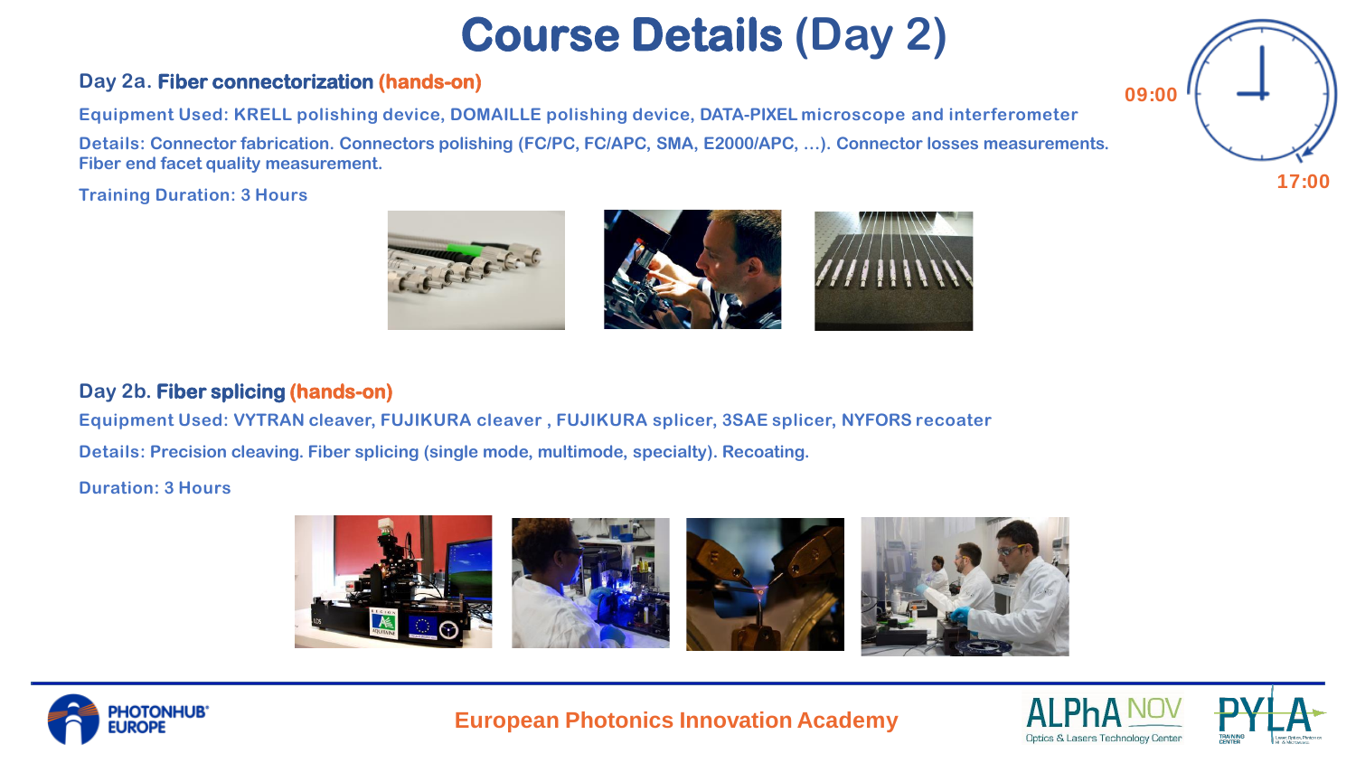# Course Details (Day 2)

09:00

17:00

## Day 2a. **Fiber connectorization** (hands-on)

Equipment Used: KRELL polishing device, DOMAILLE polishing device, DATA-PIXEL microscope and interferometer

Details: Connector fabrication. Connectors polishing (FC/PC, FC/APC, SMA, E2000/APC, …). Connector losses measurements. Fiber end facet quality measurement.

Training Duration: 3 Hours

## Day 2b. **Fiber splicing** (hands-on)

Equipment Used: VYTRAN cleaver, FUJIKURA cleaver , FUJIKURA splicer, 3SAE splicer, NYFORS recoater

Details: Precision cleaving. Fiber splicing (single mode, multimode, specialty). Recoating.

Duration: 3 Hours

European Photonics Innovation Academy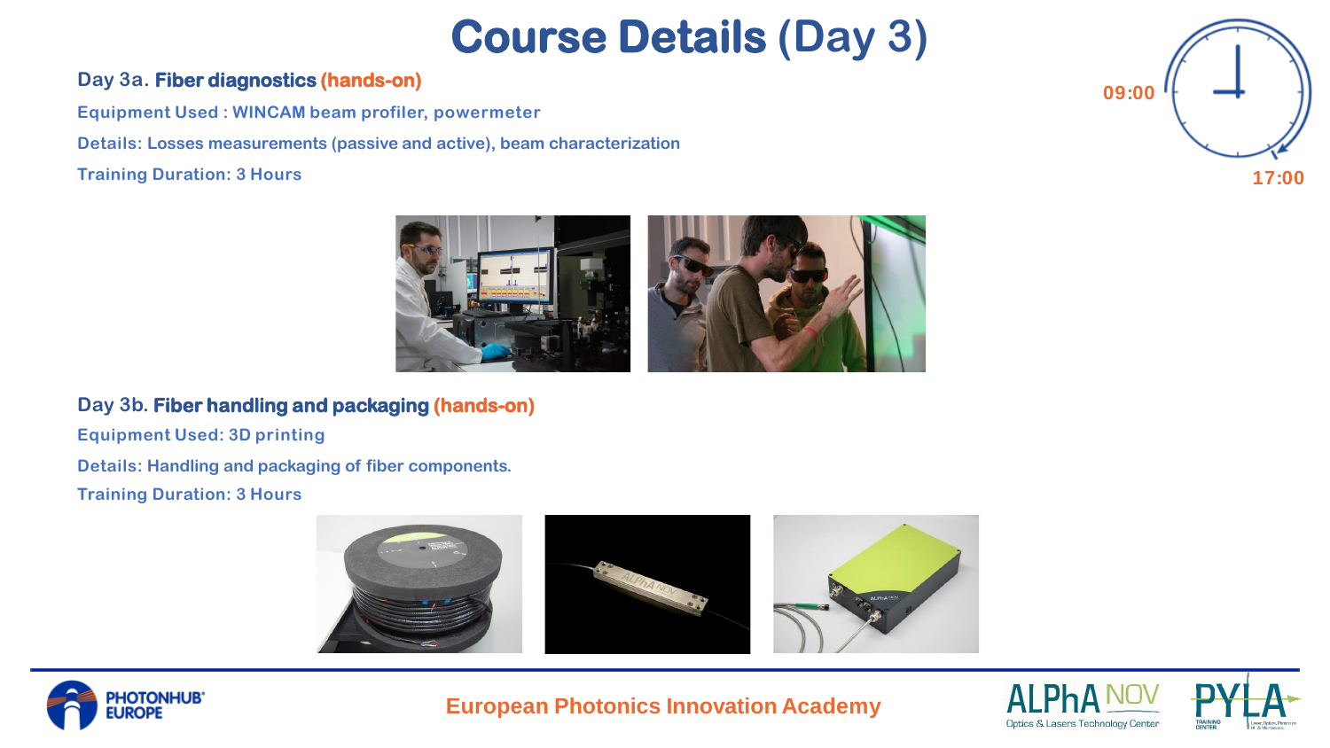# Course Details (Day 3)

09:00

17:00

## Day 3a. **Fiber diagnostics (hands-on)**

Equipment Used : WINCAM beam profiler, powermeter

Details: Losses measurements (passive and active), beam characterization

Training Duration: 3 Hours

## Day 3b. **Fiber handling and packaging (hands-on)**

Equipment Used: 3D printing

Details: Handling and packaging of fiber components.

Training Duration: 3 Hours

European Photonics Innovation Academy